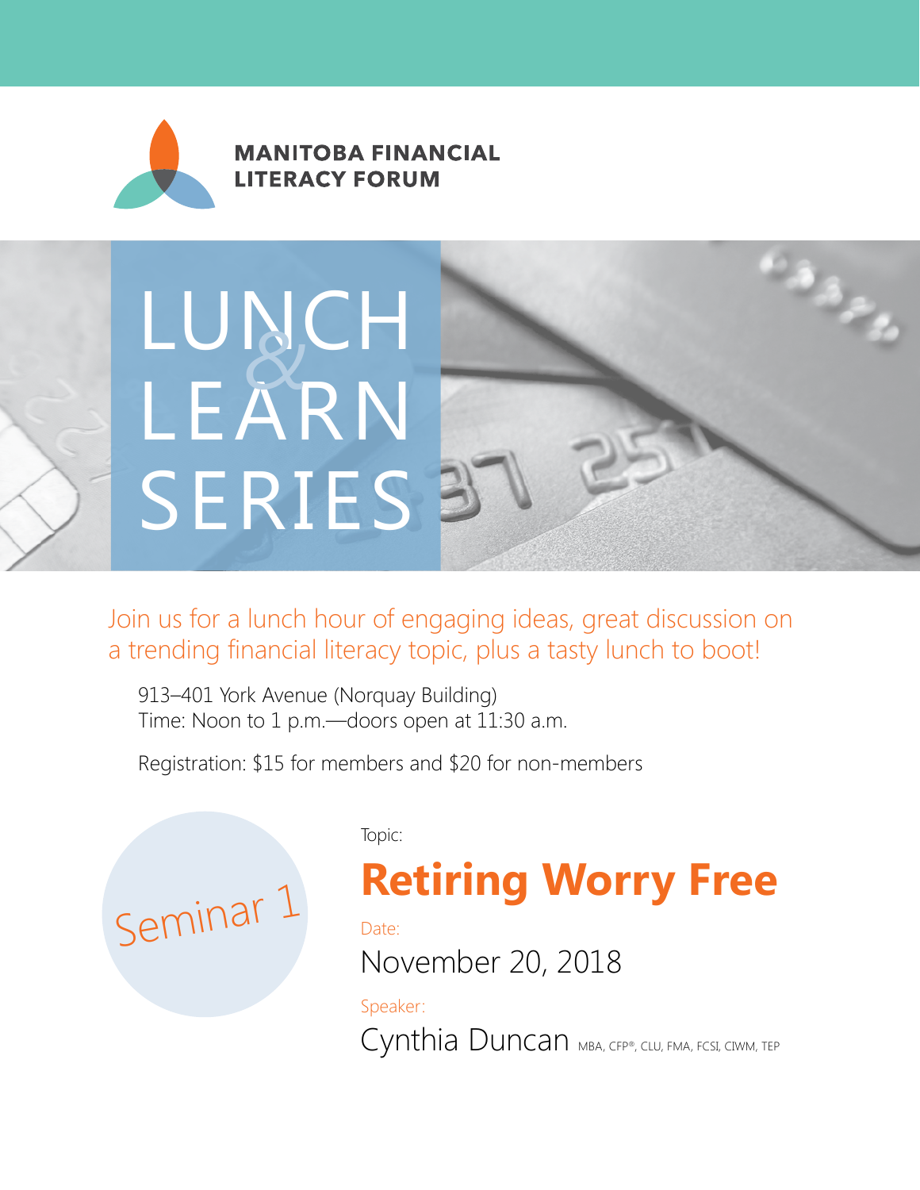**MANITOBA FINANCIAL LITERACY FORUM**

# LUNCH & LEARN SERIES

Join us for a lunch hour of engaging ideas, great discussion on a trending financial literacy topic, plus a tasty lunch to boot!

913–401 York Avenue (Norquay Building)
Time: Noon to 1 p.m.—doors open at 11:30 a.m.

Registration: $15 for members and $20 for non-members

Seminar 1

Topic:

## Retiring Worry Free

Date:

November 20, 2018

Speaker:

Cynthia Duncan MBA, CFP®, CLU, FMA, FCSI, CIWM, TEP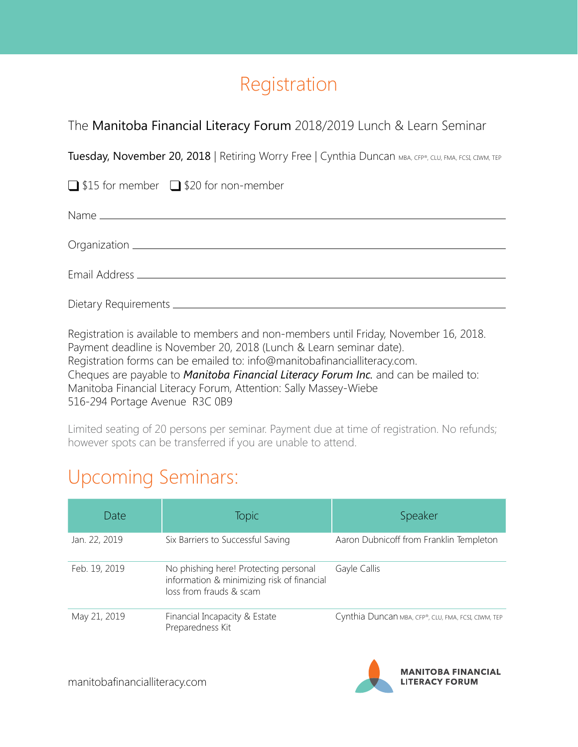# Registration

The **Manitoba Financial Literacy Forum** 2018/2019 Lunch & Learn Seminar

**Tuesday, November 20, 2018** | Retiring Worry Free | Cynthia Duncan MBA, CFP®, CLU, FMA, FCSI, CIWM, TEP

❑ $15 for member ❑ $20 for non-member

Name \_\_\_\_\_\_\_\_\_\_\_\_\_\_\_\_\_\_\_\_\_\_\_\_\_\_\_\_\_\_\_\_\_\_\_\_\_\_\_\_

Organization \_\_\_\_\_\_\_\_\_\_\_\_\_\_\_\_\_\_\_\_\_\_\_\_\_\_\_\_\_\_\_\_\_\_\_\_\_\_\_\_

Email Address \_\_\_\_\_\_\_\_\_\_\_\_\_\_\_\_\_\_\_\_\_\_\_\_\_\_\_\_\_\_\_\_\_\_\_\_\_\_\_\_

Dietary Requirements \_\_\_\_\_\_\_\_\_\_\_\_\_\_\_\_\_\_\_\_\_\_\_\_\_\_\_\_\_\_\_\_\_\_\_\_\_\_\_\_

Registration is available to members and non-members until Friday, November 16, 2018.
Payment deadline is November 20, 2018 (Lunch & Learn seminar date).
Registration forms can be emailed to: info@manitobafinancialliteracy.com.
Cheques are payable to ***Manitoba Financial Literacy Forum Inc.*** and can be mailed to:
Manitoba Financial Literacy Forum, Attention: Sally Massey-Wiebe
516-294 Portage Avenue R3C 0B9

Limited seating of 20 persons per seminar. Payment due at time of registration. No refunds; however spots can be transferred if you are unable to attend.

## Upcoming Seminars:

| Date | Topic | Speaker |
|---|---|---|
| Jan. 22, 2019 | Six Barriers to Successful Saving | Aaron Dubnicoff from Franklin Templeton |
| Feb. 19, 2019 | No phishing here! Protecting personal information & minimizing risk of financial loss from frauds & scam | Gayle Callis |
| May 21, 2019 | Financial Incapacity & Estate Preparedness Kit | Cynthia Duncan MBA, CFP®, CLU, FMA, FCSI, CIWM, TEP |

manitobafinancialliteracy.com

MANITOBA FINANCIAL LITERACY FORUM